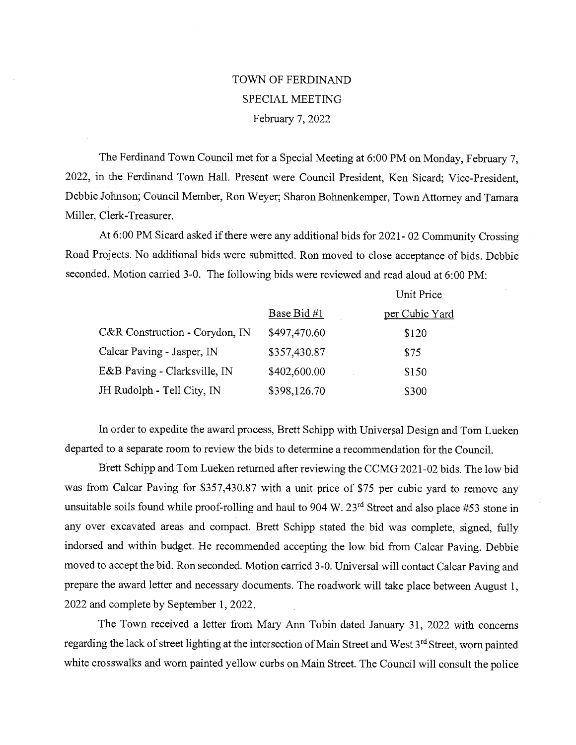# TOWN OF FERDINAND

## SPECIAL MEETING

February 7, 2022

The Ferdinand Town Council met for a Special Meeting at 6:00 PM on Monday, February 7, 2022, in the Ferdinand Town Hall. Present were Council President, Ken Sicard; Vice-President, Debbie Johnson; Council Member, Ron Weyer; Sharon Bohnenkemper, Town Attorney and Tamara Miller, Clerk-Treasurer.

At 6:00 PM Sicard asked if there were any additional bids for 2021- 02 Community Crossing Road Projects. No additional bids were submitted. Ron moved to close acceptance of bids. Debbie seconded. Motion carried 3-0. The following bids were reviewed and read aloud at 6:00 PM:

| | Base Bid #1 | Unit Price per Cubic Yard |
|---|---|---|
| C&R Construction - Corydon, IN | $497,470.60 | $120 |
| Calcar Paving - Jasper, IN | $357,430.87 | $75 |
| E&B Paving - Clarksville, IN | $402,600.00 | $150 |
| JH Rudolph - Tell City, IN | $398,126.70 | $300 |

In order to expedite the award process, Brett Schipp with Universal Design and Tom Lueken departed to a separate room to review the bids to determine a recommendation for the Council.

Brett Schipp and Tom Lueken returned after reviewing the CCMG 2021-02 bids. The low bid was from Calcar Paving for $357,430.87 with a unit price of $75 per cubic yard to remove any unsuitable soils found while proof-rolling and haul to 904 W. 23rd Street and also place #53 stone in any over excavated areas and compact. Brett Schipp stated the bid was complete, signed, fully indorsed and within budget. He recommended accepting the low bid from Calcar Paving. Debbie moved to accept the bid. Ron seconded. Motion carried 3-0. Universal will contact Calcar Paving and prepare the award letter and necessary documents. The roadwork will take place between August 1, 2022 and complete by September 1, 2022.

The Town received a letter from Mary Ann Tobin dated January 31, 2022 with concerns regarding the lack of street lighting at the intersection of Main Street and West 3rd Street, worn painted white crosswalks and worn painted yellow curbs on Main Street. The Council will consult the police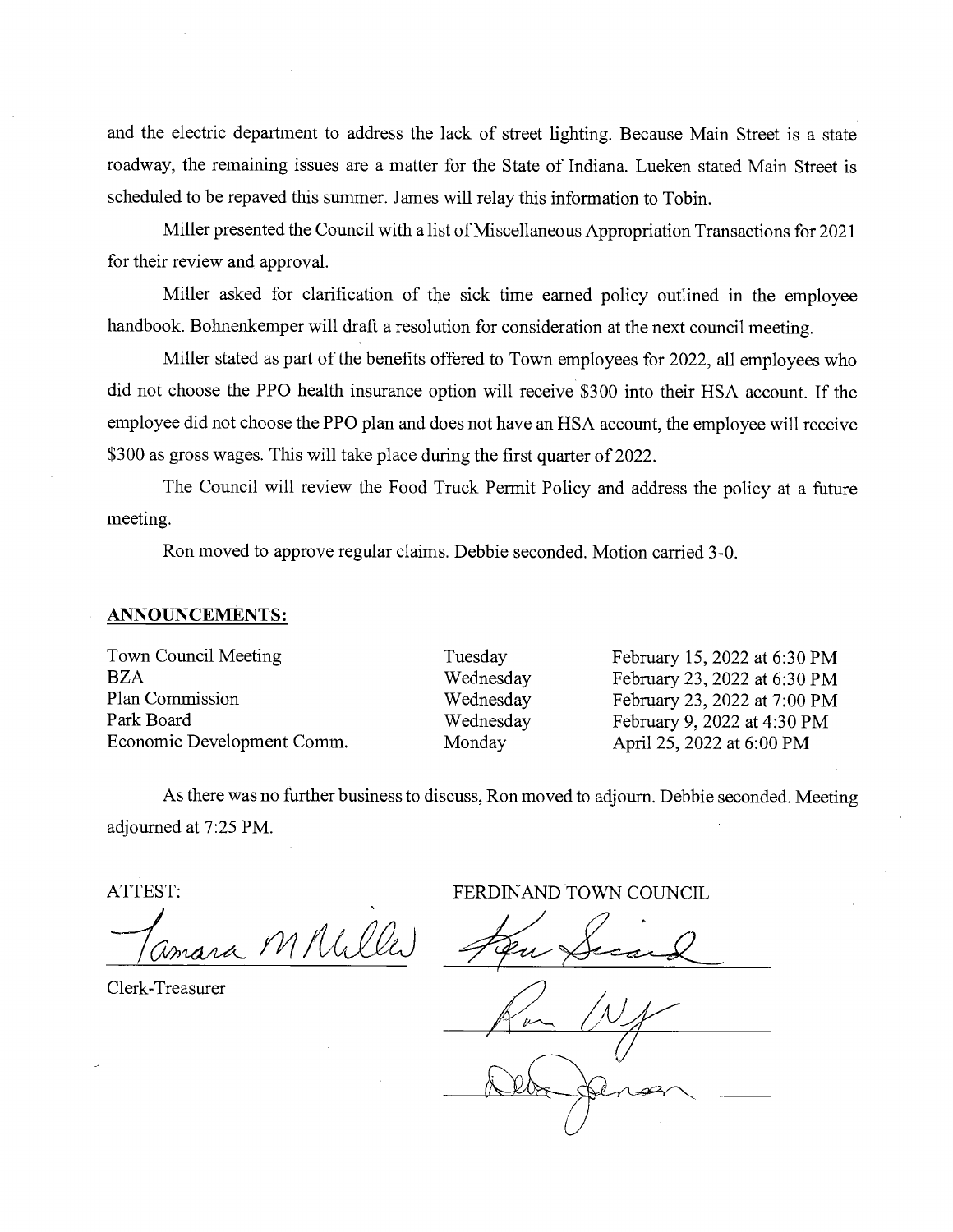and the electric department to address the lack of street lighting. Because Main Street is a state roadway, the remaining issues are a matter for the State of Indiana. Lueken stated Main Street is scheduled to be repaved this summer. James will relay this information to Tobin.

Miller presented the Council with a list of Miscellaneous Appropriation Transactions for 2021 for their review and approval.

Miller asked for clarification of the sick time earned policy outlined in the employee handbook. Bohnenkemper will draft a resolution for consideration at the next council meeting.

Miller stated as part of the benefits offered to Town employees for 2022, all employees who did not choose the PPO health insurance option will receive $300 into their HSA account. If the employee did not choose the PPO plan and does not have an HSA account, the employee will receive $300 as gross wages. This will take place during the first quarter of 2022.

The Council will review the Food Truck Permit Policy and address the policy at a future meeting.

Ron moved to approve regular claims. Debbie seconded. Motion carried 3-0.

**ANNOUNCEMENTS:**

| | | |
|---|---|---|
| Town Council Meeting | Tuesday | February 15, 2022 at 6:30 PM |
| BZA | Wednesday | February 23, 2022 at 6:30 PM |
| Plan Commission | Wednesday | February 23, 2022 at 7:00 PM |
| Park Board | Wednesday | February 9, 2022 at 4:30 PM |
| Economic Development Comm. | Monday | April 25, 2022 at 6:00 PM |

As there was no further business to discuss, Ron moved to adjourn. Debbie seconded. Meeting adjourned at 7:25 PM.

ATTEST: FERDINAND TOWN COUNCIL

Tamara M Miller

Clerk-Treasurer